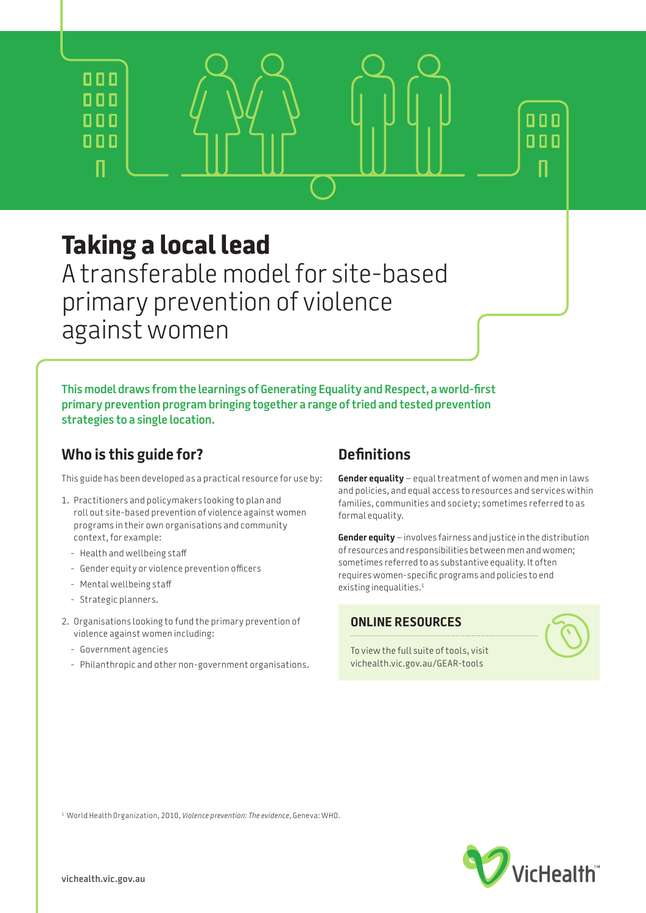# Taking a local lead

## A transferable model for site-based primary prevention of violence against women

**This model draws from the learnings of Generating Equality and Respect, a world-first primary prevention program bringing together a range of tried and tested prevention strategies to a single location.**

## Who is this guide for?

This guide has been developed as a practical resource for use by:

1. Practitioners and policymakers looking to plan and roll out site-based prevention of violence against women programs in their own organisations and community context, for example:
   - Health and wellbeing staff
   - Gender equity or violence prevention officers
   - Mental wellbeing staff
   - Strategic planners.
2. Organisations looking to fund the primary prevention of violence against women including:
   - Government agencies
   - Philanthropic and other non-government organisations.

## Definitions

**Gender equality** – equal treatment of women and men in laws and policies, and equal access to resources and services within families, communities and society; sometimes referred to as formal equality.

**Gender equity** – involves fairness and justice in the distribution of resources and responsibilities between men and women; sometimes referred to as substantive equality. It often requires women-specific programs and policies to end existing inequalities.[1]

### ONLINE RESOURCES

To view the full suite of tools, visit vichealth.vic.gov.au/GEAR-tools

[1] World Health Organization, 2010, *Violence prevention: The evidence*, Geneva: WHO.

vichealth.vic.gov.au

VicHealth™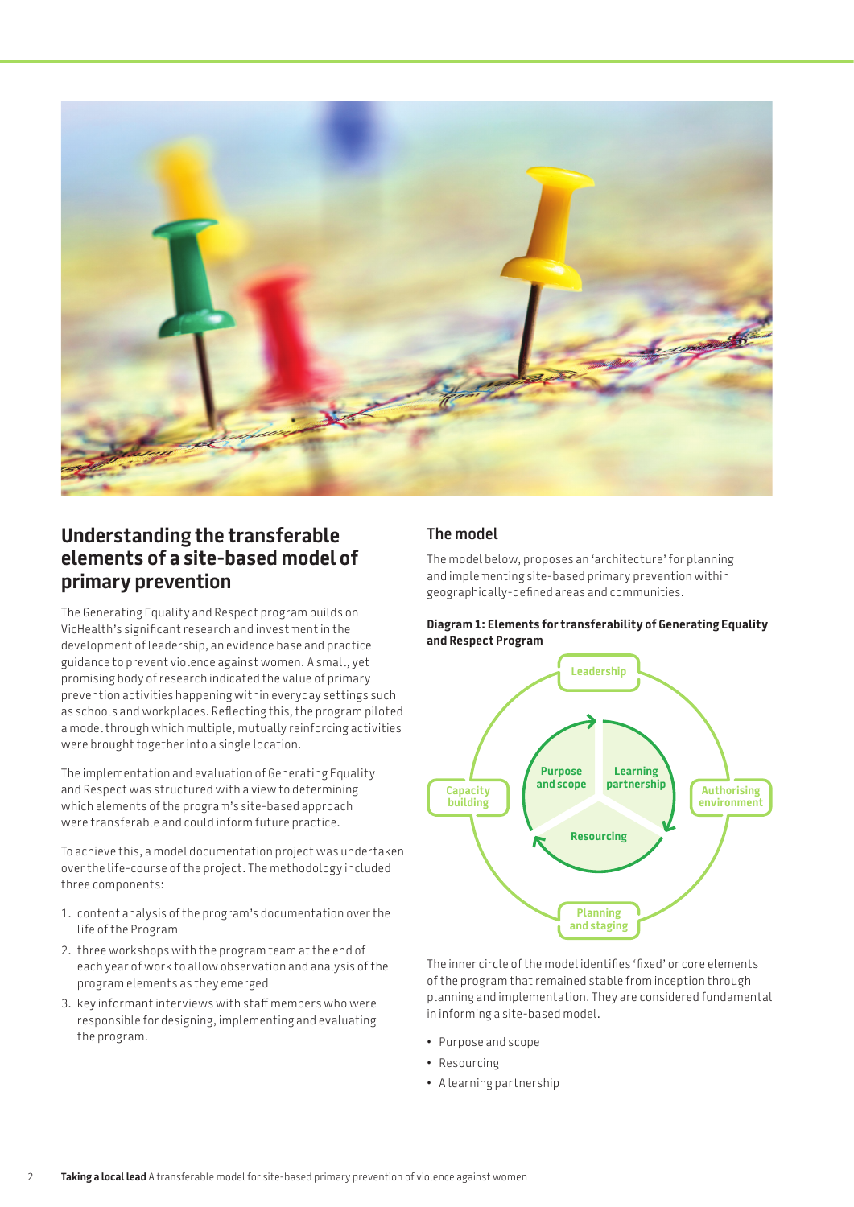## Understanding the transferable elements of a site-based model of primary prevention

The Generating Equality and Respect program builds on VicHealth's significant research and investment in the development of leadership, an evidence base and practice guidance to prevent violence against women. A small, yet promising body of research indicated the value of primary prevention activities happening within everyday settings such as schools and workplaces. Reflecting this, the program piloted a model through which multiple, mutually reinforcing activities were brought together into a single location.

The implementation and evaluation of Generating Equality and Respect was structured with a view to determining which elements of the program's site-based approach were transferable and could inform future practice.

To achieve this, a model documentation project was undertaken over the life-course of the project. The methodology included three components:

1. content analysis of the program's documentation over the life of the Program
2. three workshops with the program team at the end of each year of work to allow observation and analysis of the program elements as they emerged
3. key informant interviews with staff members who were responsible for designing, implementing and evaluating the program.

### The model

The model below, proposes an 'architecture' for planning and implementing site-based primary prevention within geographically-defined areas and communities.

**Diagram 1: Elements for transferability of Generating Equality and Respect Program**

Leadership

Capacity building

Purpose and scope

Learning partnership

Authorising environment

Resourcing

Planning and staging

The inner circle of the model identifies 'fixed' or core elements of the program that remained stable from inception through planning and implementation. They are considered fundamental in informing a site-based model.

- Purpose and scope
- Resourcing
- A learning partnership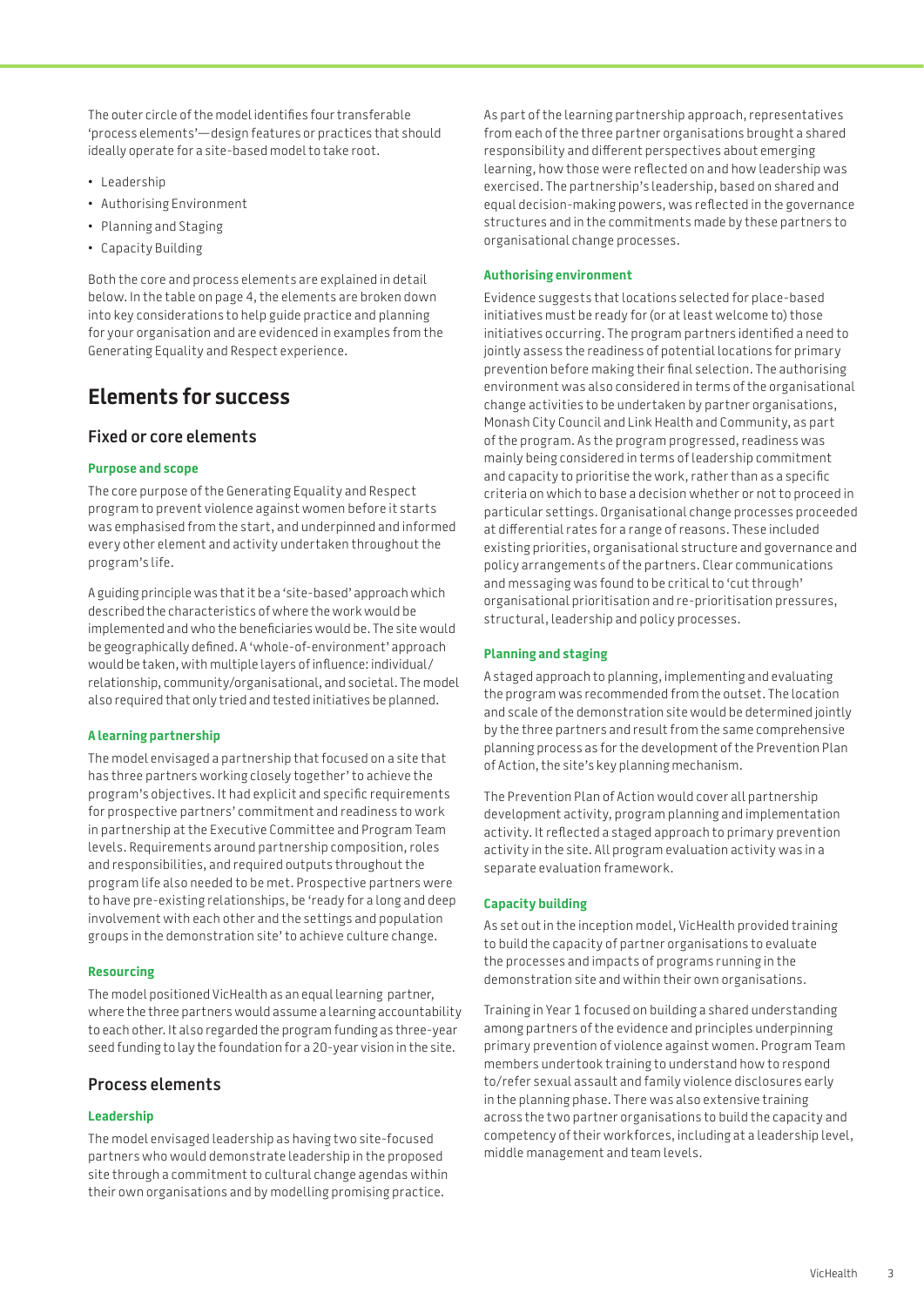The outer circle of the model identifies four transferable 'process elements'—design features or practices that should ideally operate for a site-based model to take root.

- Leadership
- Authorising Environment
- Planning and Staging
- Capacity Building

Both the core and process elements are explained in detail below. In the table on page 4, the elements are broken down into key considerations to help guide practice and planning for your organisation and are evidenced in examples from the Generating Equality and Respect experience.

## Elements for success

### Fixed or core elements

#### Purpose and scope

The core purpose of the Generating Equality and Respect program to prevent violence against women before it starts was emphasised from the start, and underpinned and informed every other element and activity undertaken throughout the program's life.

A guiding principle was that it be a 'site-based' approach which described the characteristics of where the work would be implemented and who the beneficiaries would be. The site would be geographically defined. A 'whole-of-environment' approach would be taken, with multiple layers of influence: individual/relationship, community/organisational, and societal. The model also required that only tried and tested initiatives be planned.

#### A learning partnership

The model envisaged a partnership that focused on a site that has three partners working closely together' to achieve the program's objectives. It had explicit and specific requirements for prospective partners' commitment and readiness to work in partnership at the Executive Committee and Program Team levels. Requirements around partnership composition, roles and responsibilities, and required outputs throughout the program life also needed to be met. Prospective partners were to have pre-existing relationships, be 'ready for a long and deep involvement with each other and the settings and population groups in the demonstration site' to achieve culture change.

#### Resourcing

The model positioned VicHealth as an equal learning partner, where the three partners would assume a learning accountability to each other. It also regarded the program funding as three-year seed funding to lay the foundation for a 20-year vision in the site.

### Process elements

#### Leadership

The model envisaged leadership as having two site-focused partners who would demonstrate leadership in the proposed site through a commitment to cultural change agendas within their own organisations and by modelling promising practice.

As part of the learning partnership approach, representatives from each of the three partner organisations brought a shared responsibility and different perspectives about emerging learning, how those were reflected on and how leadership was exercised. The partnership's leadership, based on shared and equal decision-making powers, was reflected in the governance structures and in the commitments made by these partners to organisational change processes.

#### Authorising environment

Evidence suggests that locations selected for place-based initiatives must be ready for (or at least welcome to) those initiatives occurring. The program partners identified a need to jointly assess the readiness of potential locations for primary prevention before making their final selection. The authorising environment was also considered in terms of the organisational change activities to be undertaken by partner organisations, Monash City Council and Link Health and Community, as part of the program. As the program progressed, readiness was mainly being considered in terms of leadership commitment and capacity to prioritise the work, rather than as a specific criteria on which to base a decision whether or not to proceed in particular settings. Organisational change processes proceeded at differential rates for a range of reasons. These included existing priorities, organisational structure and governance and policy arrangements of the partners. Clear communications and messaging was found to be critical to 'cut through' organisational prioritisation and re-prioritisation pressures, structural, leadership and policy processes.

#### Planning and staging

A staged approach to planning, implementing and evaluating the program was recommended from the outset. The location and scale of the demonstration site would be determined jointly by the three partners and result from the same comprehensive planning process as for the development of the Prevention Plan of Action, the site's key planning mechanism.

The Prevention Plan of Action would cover all partnership development activity, program planning and implementation activity. It reflected a staged approach to primary prevention activity in the site. All program evaluation activity was in a separate evaluation framework.

#### Capacity building

As set out in the inception model, VicHealth provided training to build the capacity of partner organisations to evaluate the processes and impacts of programs running in the demonstration site and within their own organisations.

Training in Year 1 focused on building a shared understanding among partners of the evidence and principles underpinning primary prevention of violence against women. Program Team members undertook training to understand how to respond to/refer sexual assault and family violence disclosures early in the planning phase. There was also extensive training across the two partner organisations to build the capacity and competency of their workforces, including at a leadership level, middle management and team levels.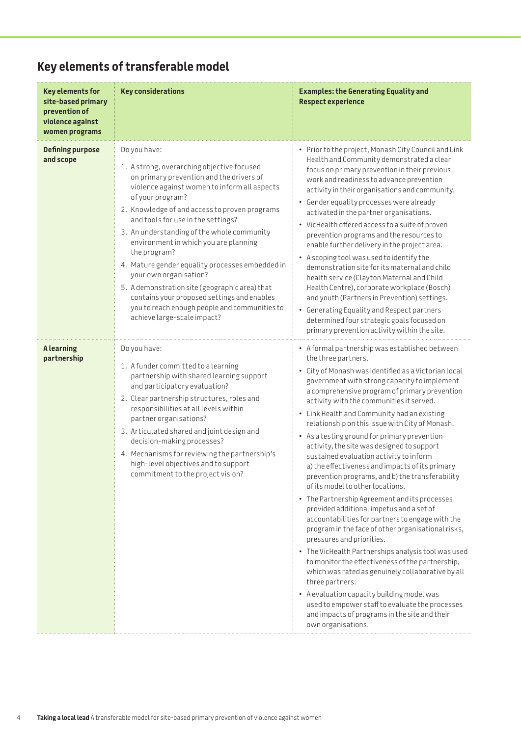## Key elements of transferable model

| Key elements for site-based primary prevention of violence against women programs | Key considerations | Examples: the Generating Equality and Respect experience |
|---|---|---|
| **Defining purpose and scope** | Do you have:<br>1. A strong, overarching objective focused on primary prevention and the drivers of violence against women to inform all aspects of your program?<br>2. Knowledge of and access to proven programs and tools for use in the settings?<br>3. An understanding of the whole community environment in which you are planning the program?<br>4. Mature gender equality processes embedded in your own organisation?<br>5. A demonstration site (geographic area) that contains your proposed settings and enables you to reach enough people and communities to achieve large-scale impact? | • Prior to the project, Monash City Council and Link Health and Community demonstrated a clear focus on primary prevention in their previous work and readiness to advance prevention activity in their organisations and community.<br>• Gender equality processes were already activated in the partner organisations.<br>• VicHealth offered access to a suite of proven prevention programs and the resources to enable further delivery in the project area.<br>• A scoping tool was used to identify the demonstration site for its maternal and child health service (Clayton Maternal and Child Health Centre), corporate workplace (Bosch) and youth (Partners in Prevention) settings.<br>• Generating Equality and Respect partners determined four strategic goals focused on primary prevention activity within the site. |
| **A learning partnership** | Do you have:<br>1. A funder committed to a learning partnership with shared learning support and participatory evaluation?<br>2. Clear partnership structures, roles and responsibilities at all levels within partner organisations?<br>3. Articulated shared and joint design and decision-making processes?<br>4. Mechanisms for reviewing the partnership's high-level objectives and to support commitment to the project vision? | • A formal partnership was established between the three partners.<br>• City of Monash was identified as a Victorian local government with strong capacity to implement a comprehensive program of primary prevention activity with the communities it served.<br>• Link Health and Community had an existing relationship on this issue with City of Monash.<br>• As a testing ground for primary prevention activity, the site was designed to support sustained evaluation activity to inform a) the effectiveness and impacts of its primary prevention programs, and b) the transferability of its model to other locations.<br>• The Partnership Agreement and its processes provided additional impetus and a set of accountabilities for partners to engage with the program in the face of other organisational risks, pressures and priorities.<br>• The VicHealth Partnerships analysis tool was used to monitor the effectiveness of the partnership, which was rated as genuinely collaborative by all three partners.<br>• A evaluation capacity building model was used to empower staff to evaluate the processes and impacts of programs in the site and their own organisations. |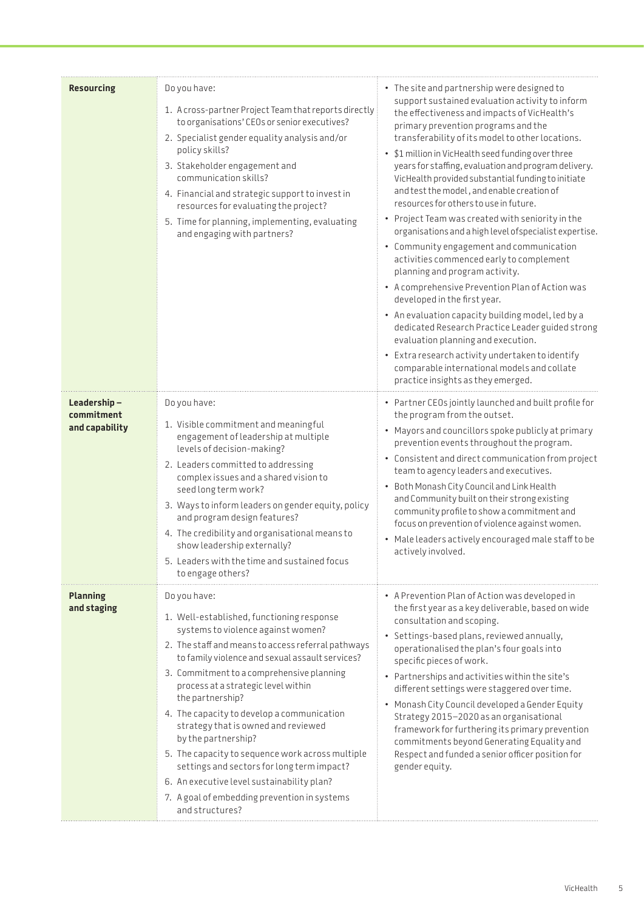| | | |
|---|---|---|
| **Resourcing** | Do you have:<br>1. A cross-partner Project Team that reports directly to organisations' CEOs or senior executives?<br>2. Specialist gender equality analysis and/or policy skills?<br>3. Stakeholder engagement and communication skills?<br>4. Financial and strategic support to invest in resources for evaluating the project?<br>5. Time for planning, implementing, evaluating and engaging with partners? | • The site and partnership were designed to support sustained evaluation activity to inform the effectiveness and impacts of VicHealth's primary prevention programs and the transferability of its model to other locations.<br>• $1 million in VicHealth seed funding over three years for staffing, evaluation and program delivery. VicHealth provided substantial funding to initiate and test the model , and enable creation of resources for others to use in future.<br>• Project Team was created with seniority in the organisations and a high level of specialist expertise.<br>• Community engagement and communication activities commenced early to complement planning and program activity.<br>• A comprehensive Prevention Plan of Action was developed in the first year.<br>• An evaluation capacity building model, led by a dedicated Research Practice Leader guided strong evaluation planning and execution.<br>• Extra research activity undertaken to identify comparable international models and collate practice insights as they emerged. |
| **Leadership – commitment and capability** | Do you have:<br>1. Visible commitment and meaningful engagement of leadership at multiple levels of decision-making?<br>2. Leaders committed to addressing complex issues and a shared vision to seed long term work?<br>3. Ways to inform leaders on gender equity, policy and program design features?<br>4. The credibility and organisational means to show leadership externally?<br>5. Leaders with the time and sustained focus to engage others? | • Partner CEOs jointly launched and built profile for the program from the outset.<br>• Mayors and councillors spoke publicly at primary prevention events throughout the program.<br>• Consistent and direct communication from project team to agency leaders and executives.<br>• Both Monash City Council and Link Health and Community built on their strong existing community profile to show a commitment and focus on prevention of violence against women.<br>• Male leaders actively encouraged male staff to be actively involved. |
| **Planning and staging** | Do you have:<br>1. Well-established, functioning response systems to violence against women?<br>2. The staff and means to access referral pathways to family violence and sexual assault services?<br>3. Commitment to a comprehensive planning process at a strategic level within the partnership?<br>4. The capacity to develop a communication strategy that is owned and reviewed by the partnership?<br>5. The capacity to sequence work across multiple settings and sectors for long term impact?<br>6. An executive level sustainability plan?<br>7. A goal of embedding prevention in systems and structures? | • A Prevention Plan of Action was developed in the first year as a key deliverable, based on wide consultation and scoping.<br>• Settings-based plans, reviewed annually, operationalised the plan's four goals into specific pieces of work.<br>• Partnerships and activities within the site's different settings were staggered over time.<br>• Monash City Council developed a Gender Equity Strategy 2015–2020 as an organisational framework for furthering its primary prevention commitments beyond Generating Equality and Respect and funded a senior officer position for gender equity. |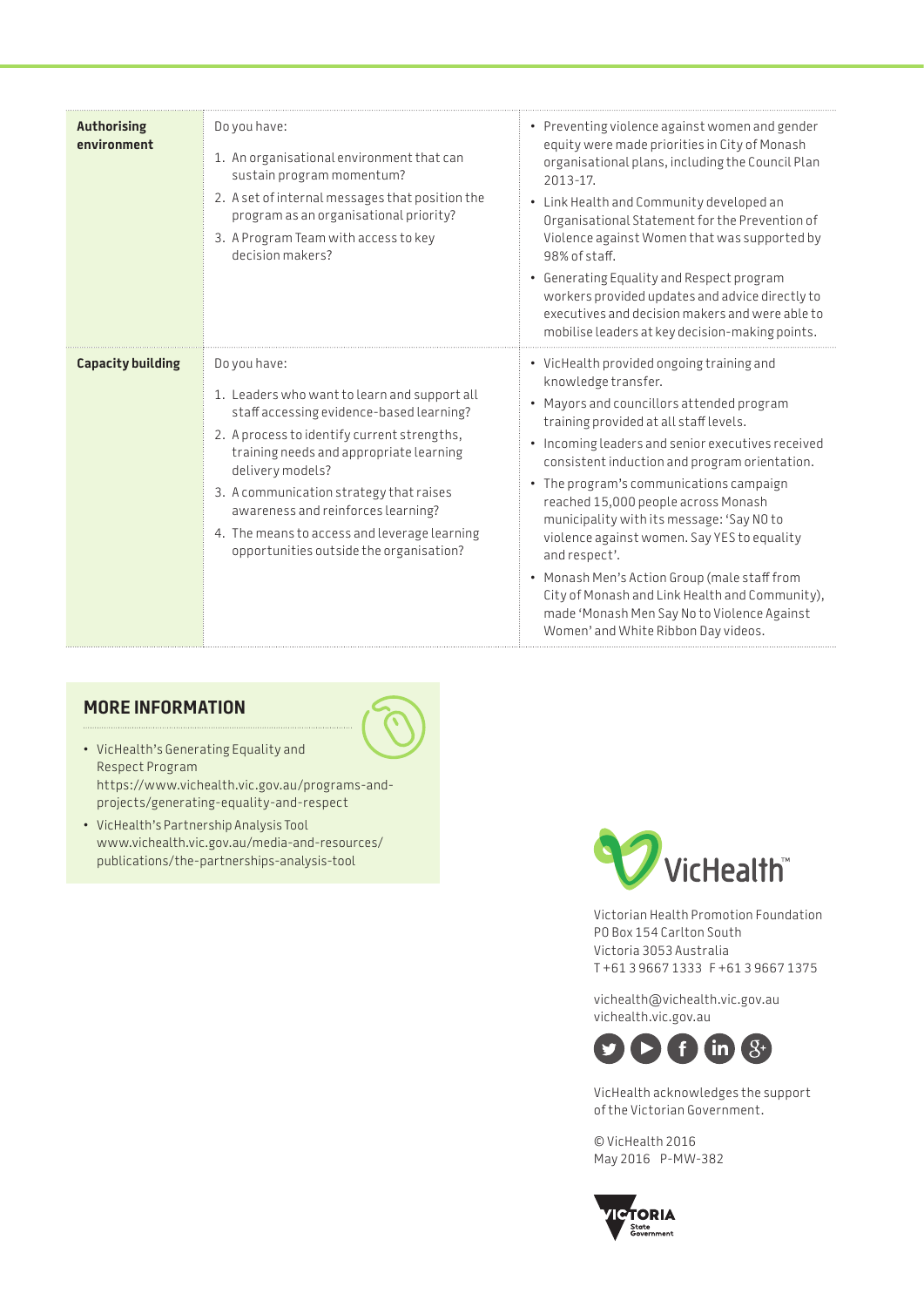| | | |
|---|---|---|
| **Authorising environment** | Do you have:<br>1. An organisational environment that can sustain program momentum?<br>2. A set of internal messages that position the program as an organisational priority?<br>3. A Program Team with access to key decision makers? | • Preventing violence against women and gender equity were made priorities in City of Monash organisational plans, including the Council Plan 2013-17.<br>• Link Health and Community developed an Organisational Statement for the Prevention of Violence against Women that was supported by 98% of staff.<br>• Generating Equality and Respect program workers provided updates and advice directly to executives and decision makers and were able to mobilise leaders at key decision-making points. |
| **Capacity building** | Do you have:<br>1. Leaders who want to learn and support all staff accessing evidence-based learning?<br>2. A process to identify current strengths, training needs and appropriate learning delivery models?<br>3. A communication strategy that raises awareness and reinforces learning?<br>4. The means to access and leverage learning opportunities outside the organisation? | • VicHealth provided ongoing training and knowledge transfer.<br>• Mayors and councillors attended program training provided at all staff levels.<br>• Incoming leaders and senior executives received consistent induction and program orientation.<br>• The program's communications campaign reached 15,000 people across Monash municipality with its message: 'Say NO to violence against women. Say YES to equality and respect'.<br>• Monash Men's Action Group (male staff from City of Monash and Link Health and Community), made 'Monash Men Say No to Violence Against Women' and White Ribbon Day videos. |

## MORE INFORMATION

- VicHealth's Generating Equality and Respect Program https://www.vichealth.vic.gov.au/programs-and-projects/generating-equality-and-respect
- VicHealth's Partnership Analysis Tool www.vichealth.vic.gov.au/media-and-resources/publications/the-partnerships-analysis-tool

VicHealth™

Victorian Health Promotion Foundation
PO Box 154 Carlton South
Victoria 3053 Australia
T +61 3 9667 1333 F +61 3 9667 1375

vichealth@vichealth.vic.gov.au
vichealth.vic.gov.au

VicHealth acknowledges the support of the Victorian Government.

© VicHealth 2016
May 2016 P-MW-382

VICTORIA State Government